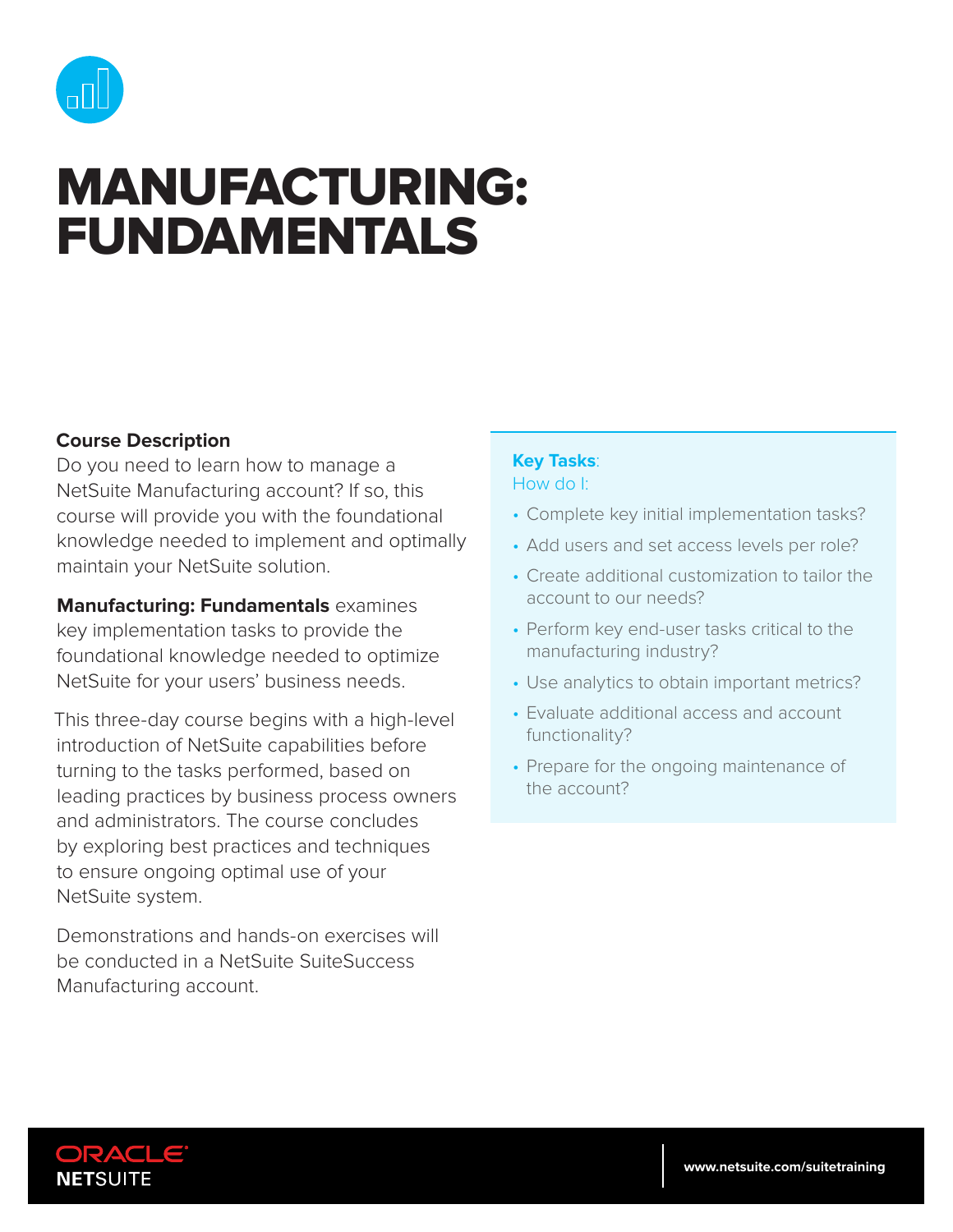# MANUFACTURING: FUNDAMENTALS

**Course Description**

Do you need to learn how to manage a NetSuite Manufacturing account? If so, this course will provide you with the foundational knowledge needed to implement and optimally maintain your NetSuite solution.

**Manufacturing: Fundamentals** examines key implementation tasks to provide the foundational knowledge needed to optimize NetSuite for your users' business needs.

This three-day course begins with a high-level introduction of NetSuite capabilities before turning to the tasks performed, based on leading practices by business process owners and administrators. The course concludes by exploring best practices and techniques to ensure ongoing optimal use of your NetSuite system.

Demonstrations and hands-on exercises will be conducted in a NetSuite SuiteSuccess Manufacturing account.

**Key Tasks**:
How do I:

- Complete key initial implementation tasks?
- Add users and set access levels per role?
- Create additional customization to tailor the account to our needs?
- Perform key end-user tasks critical to the manufacturing industry?
- Use analytics to obtain important metrics?
- Evaluate additional access and account functionality?
- Prepare for the ongoing maintenance of the account?

ORACLE NETSUITE

www.netsuite.com/suitetraining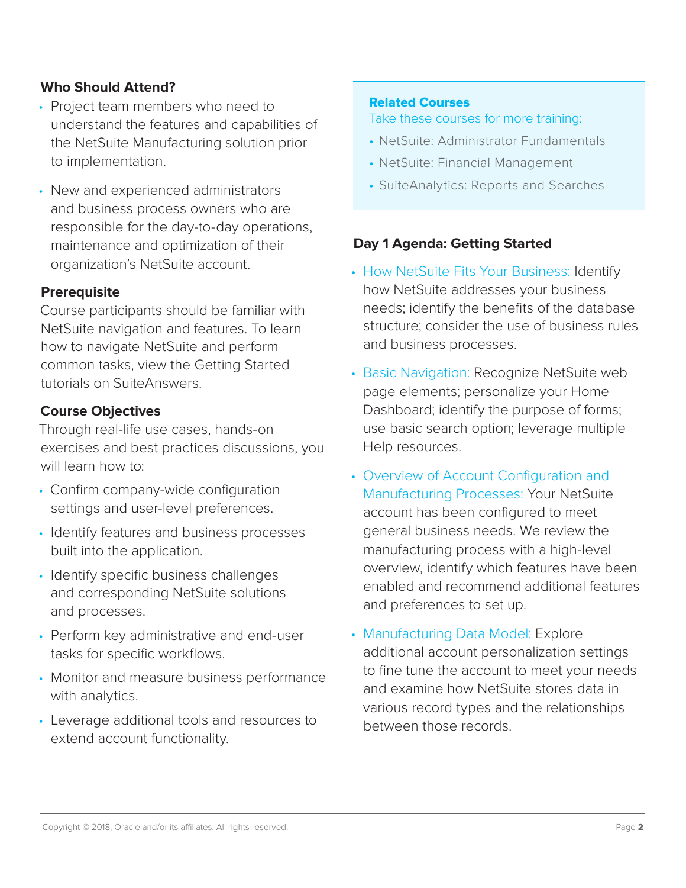## Who Should Attend?

- Project team members who need to understand the features and capabilities of the NetSuite Manufacturing solution prior to implementation.
- New and experienced administrators and business process owners who are responsible for the day-to-day operations, maintenance and optimization of their organization's NetSuite account.

## Prerequisite

Course participants should be familiar with NetSuite navigation and features. To learn how to navigate NetSuite and perform common tasks, view the Getting Started tutorials on SuiteAnswers.

## Course Objectives

Through real-life use cases, hands-on exercises and best practices discussions, you will learn how to:

- Confirm company-wide configuration settings and user-level preferences.
- Identify features and business processes built into the application.
- Identify specific business challenges and corresponding NetSuite solutions and processes.
- Perform key administrative and end-user tasks for specific workflows.
- Monitor and measure business performance with analytics.
- Leverage additional tools and resources to extend account functionality.

## Related Courses

Take these courses for more training:

- NetSuite: Administrator Fundamentals
- NetSuite: Financial Management
- SuiteAnalytics: Reports and Searches

## Day 1 Agenda: Getting Started

- How NetSuite Fits Your Business: Identify how NetSuite addresses your business needs; identify the benefits of the database structure; consider the use of business rules and business processes.
- Basic Navigation: Recognize NetSuite web page elements; personalize your Home Dashboard; identify the purpose of forms; use basic search option; leverage multiple Help resources.
- Overview of Account Configuration and Manufacturing Processes: Your NetSuite account has been configured to meet general business needs. We review the manufacturing process with a high-level overview, identify which features have been enabled and recommend additional features and preferences to set up.
- Manufacturing Data Model: Explore additional account personalization settings to fine tune the account to meet your needs and examine how NetSuite stores data in various record types and the relationships between those records.

Copyright © 2018, Oracle and/or its affiliates. All rights reserved.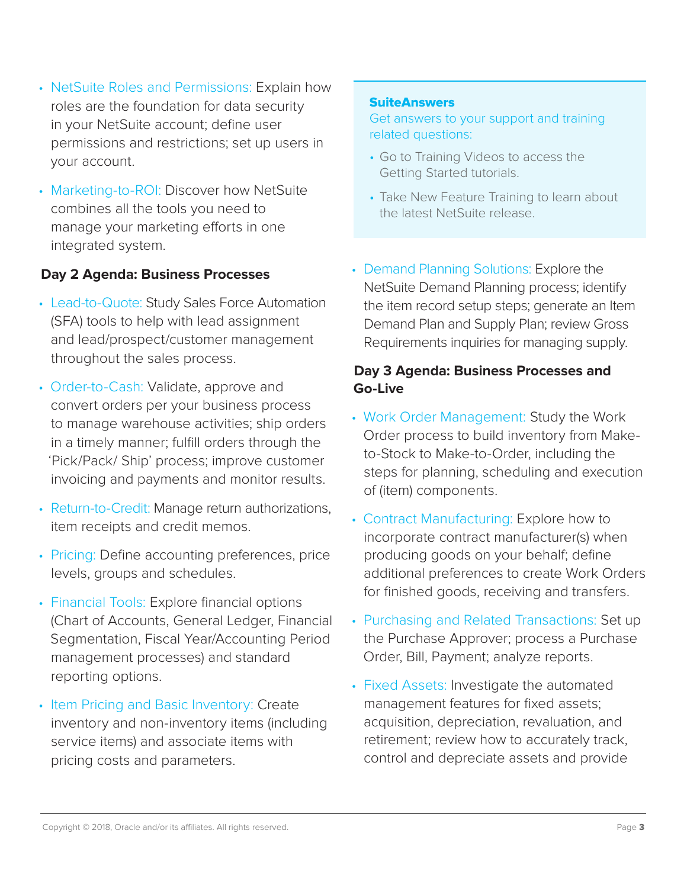- NetSuite Roles and Permissions: Explain how roles are the foundation for data security in your NetSuite account; define user permissions and restrictions; set up users in your account.
- Marketing-to-ROI: Discover how NetSuite combines all the tools you need to manage your marketing efforts in one integrated system.

### Day 2 Agenda: Business Processes

- Lead-to-Quote: Study Sales Force Automation (SFA) tools to help with lead assignment and lead/prospect/customer management throughout the sales process.
- Order-to-Cash: Validate, approve and convert orders per your business process to manage warehouse activities; ship orders in a timely manner; fulfill orders through the 'Pick/Pack/ Ship' process; improve customer invoicing and payments and monitor results.
- Return-to-Credit: Manage return authorizations, item receipts and credit memos.
- Pricing: Define accounting preferences, price levels, groups and schedules.
- Financial Tools: Explore financial options (Chart of Accounts, General Ledger, Financial Segmentation, Fiscal Year/Accounting Period management processes) and standard reporting options.
- Item Pricing and Basic Inventory: Create inventory and non-inventory items (including service items) and associate items with pricing costs and parameters.

> **SuiteAnswers**
> Get answers to your support and training related questions:
>
> - Go to Training Videos to access the Getting Started tutorials.
> - Take New Feature Training to learn about the latest NetSuite release.

- Demand Planning Solutions: Explore the NetSuite Demand Planning process; identify the item record setup steps; generate an Item Demand Plan and Supply Plan; review Gross Requirements inquiries for managing supply.

### Day 3 Agenda: Business Processes and Go-Live

- Work Order Management: Study the Work Order process to build inventory from Make-to-Stock to Make-to-Order, including the steps for planning, scheduling and execution of (item) components.
- Contract Manufacturing: Explore how to incorporate contract manufacturer(s) when producing goods on your behalf; define additional preferences to create Work Orders for finished goods, receiving and transfers.
- Purchasing and Related Transactions: Set up the Purchase Approver; process a Purchase Order, Bill, Payment; analyze reports.
- Fixed Assets: Investigate the automated management features for fixed assets; acquisition, depreciation, revaluation, and retirement; review how to accurately track, control and depreciate assets and provide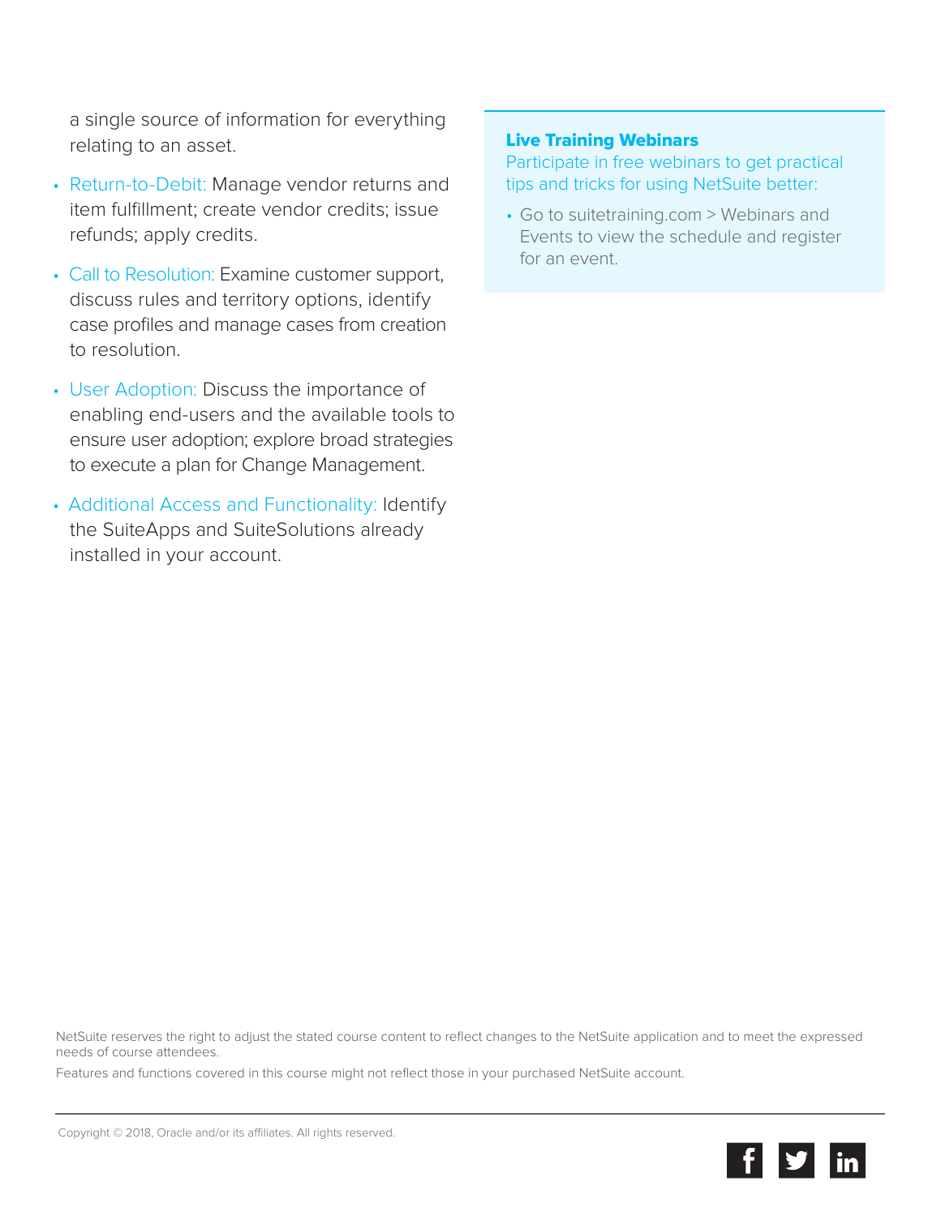a single source of information for everything relating to an asset.

- Return-to-Debit: Manage vendor returns and item fulfillment; create vendor credits; issue refunds; apply credits.
- Call to Resolution: Examine customer support, discuss rules and territory options, identify case profiles and manage cases from creation to resolution.
- User Adoption: Discuss the importance of enabling end-users and the available tools to ensure user adoption; explore broad strategies to execute a plan for Change Management.
- Additional Access and Functionality: Identify the SuiteApps and SuiteSolutions already installed in your account.

**Live Training Webinars**

Participate in free webinars to get practical tips and tricks for using NetSuite better:

- Go to suitetraining.com > Webinars and Events to view the schedule and register for an event.

NetSuite reserves the right to adjust the stated course content to reflect changes to the NetSuite application and to meet the expressed needs of course attendees.

Features and functions covered in this course might not reflect those in your purchased NetSuite account.

Copyright © 2018, Oracle and/or its affiliates. All rights reserved.